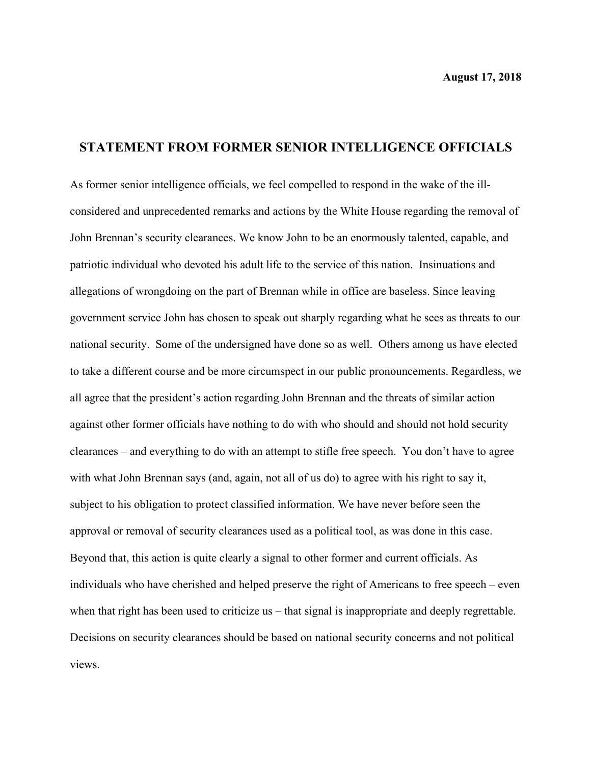**August 17, 2018**

## STATEMENT FROM FORMER SENIOR INTELLIGENCE OFFICIALS

As former senior intelligence officials, we feel compelled to respond in the wake of the ill-considered and unprecedented remarks and actions by the White House regarding the removal of John Brennan's security clearances. We know John to be an enormously talented, capable, and patriotic individual who devoted his adult life to the service of this nation. Insinuations and allegations of wrongdoing on the part of Brennan while in office are baseless. Since leaving government service John has chosen to speak out sharply regarding what he sees as threats to our national security. Some of the undersigned have done so as well. Others among us have elected to take a different course and be more circumspect in our public pronouncements. Regardless, we all agree that the president's action regarding John Brennan and the threats of similar action against other former officials have nothing to do with who should and should not hold security clearances – and everything to do with an attempt to stifle free speech. You don't have to agree with what John Brennan says (and, again, not all of us do) to agree with his right to say it, subject to his obligation to protect classified information. We have never before seen the approval or removal of security clearances used as a political tool, as was done in this case. Beyond that, this action is quite clearly a signal to other former and current officials. As individuals who have cherished and helped preserve the right of Americans to free speech – even when that right has been used to criticize us – that signal is inappropriate and deeply regrettable. Decisions on security clearances should be based on national security concerns and not political views.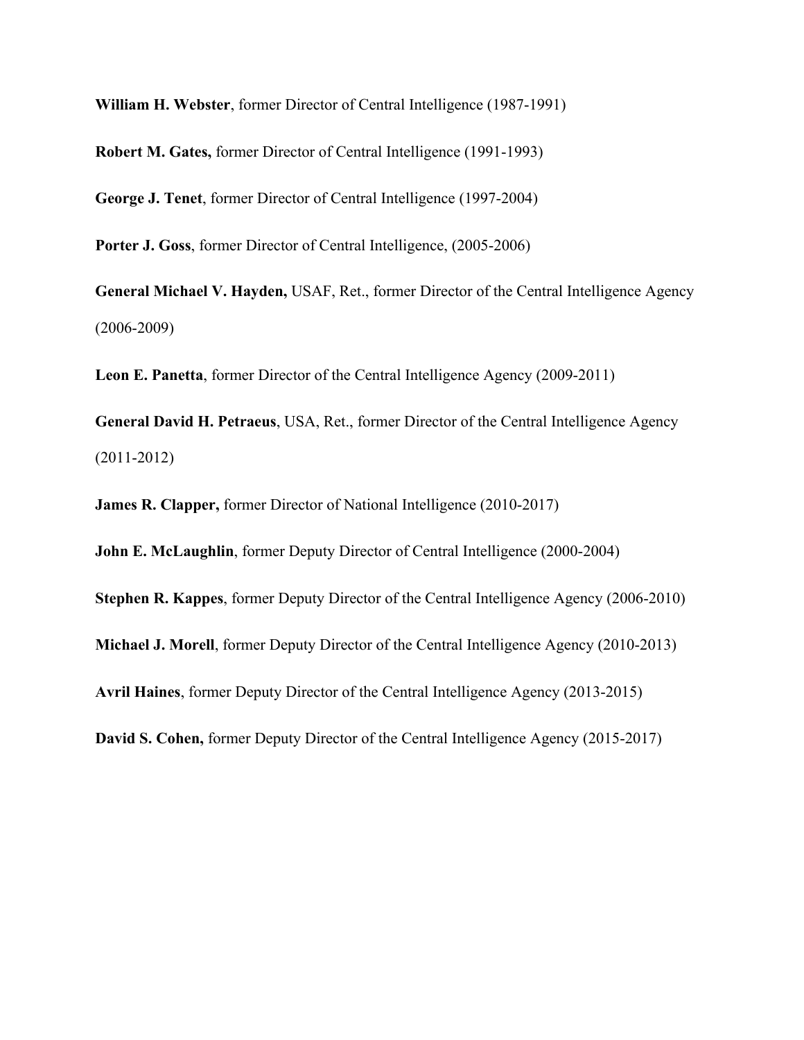**William H. Webster**, former Director of Central Intelligence (1987-1991)

**Robert M. Gates,** former Director of Central Intelligence (1991-1993)

**George J. Tenet**, former Director of Central Intelligence (1997-2004)

**Porter J. Goss**, former Director of Central Intelligence, (2005-2006)

**General Michael V. Hayden,** USAF, Ret., former Director of the Central Intelligence Agency (2006-2009)

**Leon E. Panetta**, former Director of the Central Intelligence Agency (2009-2011)

**General David H. Petraeus**, USA, Ret., former Director of the Central Intelligence Agency (2011-2012)

**James R. Clapper,** former Director of National Intelligence (2010-2017)

**John E. McLaughlin**, former Deputy Director of Central Intelligence (2000-2004)

**Stephen R. Kappes**, former Deputy Director of the Central Intelligence Agency (2006-2010)

**Michael J. Morell**, former Deputy Director of the Central Intelligence Agency (2010-2013)

**Avril Haines**, former Deputy Director of the Central Intelligence Agency (2013-2015)

**David S. Cohen,** former Deputy Director of the Central Intelligence Agency (2015-2017)